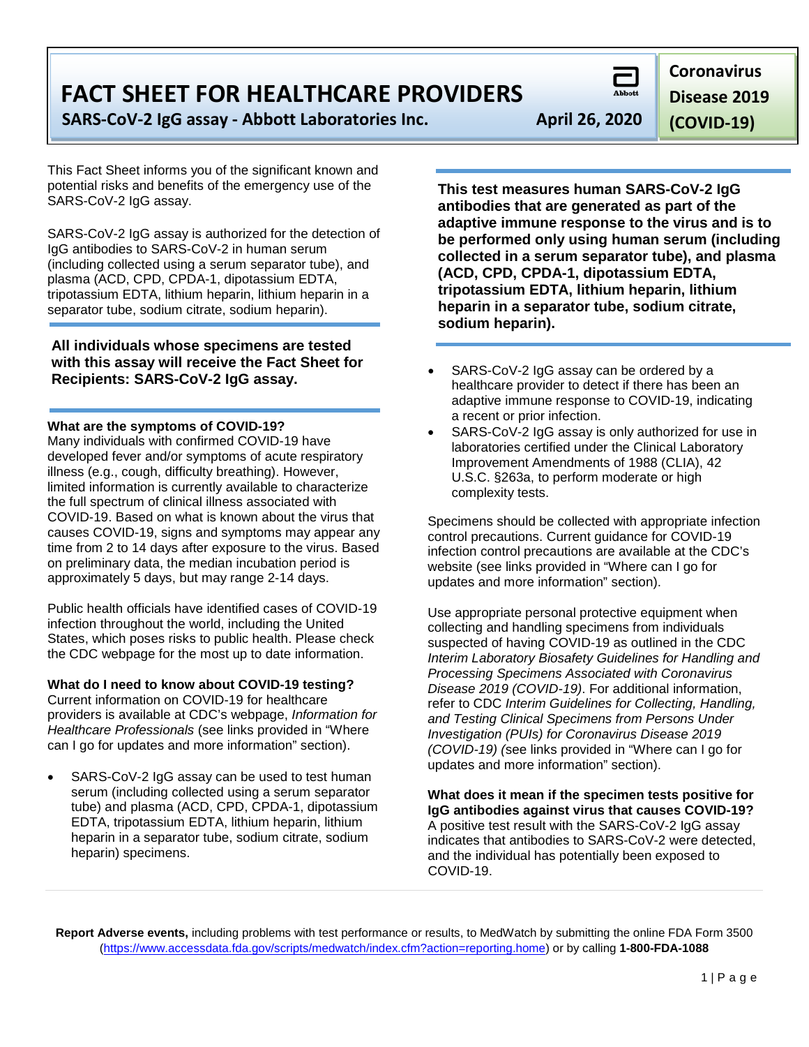# FACT SHEET FOR HEALTHCARE PROVIDERS

**SARS-CoV-2 IgG assay - Abbott Laboratories Inc.** **April 26, 2020**

**Coronavirus Disease 2019 (COVID-19)**

This Fact Sheet informs you of the significant known and potential risks and benefits of the emergency use of the SARS-CoV-2 IgG assay.

SARS-CoV-2 IgG assay is authorized for the detection of IgG antibodies to SARS-CoV-2 in human serum (including collected using a serum separator tube), and plasma (ACD, CPD, CPDA-1, dipotassium EDTA, tripotassium EDTA, lithium heparin, lithium heparin in a separator tube, sodium citrate, sodium heparin).

**All individuals whose specimens are tested with this assay will receive the Fact Sheet for Recipients: SARS-CoV-2 IgG assay.**

**What are the symptoms of COVID-19?**
Many individuals with confirmed COVID-19 have developed fever and/or symptoms of acute respiratory illness (e.g., cough, difficulty breathing). However, limited information is currently available to characterize the full spectrum of clinical illness associated with COVID-19. Based on what is known about the virus that causes COVID-19, signs and symptoms may appear any time from 2 to 14 days after exposure to the virus. Based on preliminary data, the median incubation period is approximately 5 days, but may range 2-14 days.

Public health officials have identified cases of COVID-19 infection throughout the world, including the United States, which poses risks to public health. Please check the CDC webpage for the most up to date information.

**What do I need to know about COVID-19 testing?**
Current information on COVID-19 for healthcare providers is available at CDC's webpage, *Information for Healthcare Professionals* (see links provided in "Where can I go for updates and more information" section).

- SARS-CoV-2 IgG assay can be used to test human serum (including collected using a serum separator tube) and plasma (ACD, CPD, CPDA-1, dipotassium EDTA, tripotassium EDTA, lithium heparin, lithium heparin in a separator tube, sodium citrate, sodium heparin) specimens.

**This test measures human SARS-CoV-2 IgG antibodies that are generated as part of the adaptive immune response to the virus and is to be performed only using human serum (including collected in a serum separator tube), and plasma (ACD, CPD, CPDA-1, dipotassium EDTA, tripotassium EDTA, lithium heparin, lithium heparin in a separator tube, sodium citrate, sodium heparin).**

- SARS-CoV-2 IgG assay can be ordered by a healthcare provider to detect if there has been an adaptive immune response to COVID-19, indicating a recent or prior infection.
- SARS-CoV-2 IgG assay is only authorized for use in laboratories certified under the Clinical Laboratory Improvement Amendments of 1988 (CLIA), 42 U.S.C. §263a, to perform moderate or high complexity tests.

Specimens should be collected with appropriate infection control precautions. Current guidance for COVID-19 infection control precautions are available at the CDC's website (see links provided in "Where can I go for updates and more information" section).

Use appropriate personal protective equipment when collecting and handling specimens from individuals suspected of having COVID-19 as outlined in the CDC *Interim Laboratory Biosafety Guidelines for Handling and Processing Specimens Associated with Coronavirus Disease 2019 (COVID-19)*. For additional information, refer to CDC *Interim Guidelines for Collecting, Handling, and Testing Clinical Specimens from Persons Under Investigation (PUIs) for Coronavirus Disease 2019 (COVID-19) (*see links provided in "Where can I go for updates and more information" section).

**What does it mean if the specimen tests positive for IgG antibodies against virus that causes COVID-19?**
A positive test result with the SARS-CoV-2 IgG assay indicates that antibodies to SARS-CoV-2 were detected, and the individual has potentially been exposed to COVID-19.

**Report Adverse events,** including problems with test performance or results, to MedWatch by submitting the online FDA Form 3500 (https://www.accessdata.fda.gov/scripts/medwatch/index.cfm?action=reporting.home) or by calling **1-800-FDA-1088**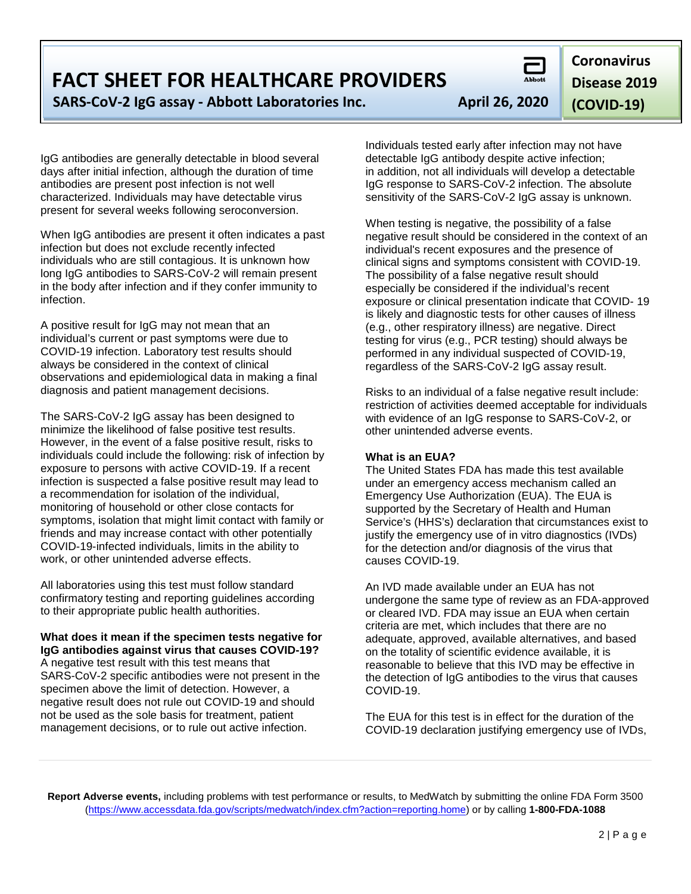IgG antibodies are generally detectable in blood several days after initial infection, although the duration of time antibodies are present post infection is not well characterized. Individuals may have detectable virus present for several weeks following seroconversion.

When IgG antibodies are present it often indicates a past infection but does not exclude recently infected individuals who are still contagious. It is unknown how long IgG antibodies to SARS-CoV-2 will remain present in the body after infection and if they confer immunity to infection.

A positive result for IgG may not mean that an individual's current or past symptoms were due to COVID-19 infection. Laboratory test results should always be considered in the context of clinical observations and epidemiological data in making a final diagnosis and patient management decisions.

The SARS-CoV-2 IgG assay has been designed to minimize the likelihood of false positive test results. However, in the event of a false positive result, risks to individuals could include the following: risk of infection by exposure to persons with active COVID-19. If a recent infection is suspected a false positive result may lead to a recommendation for isolation of the individual, monitoring of household or other close contacts for symptoms, isolation that might limit contact with family or friends and may increase contact with other potentially COVID-19-infected individuals, limits in the ability to work, or other unintended adverse effects.

All laboratories using this test must follow standard confirmatory testing and reporting guidelines according to their appropriate public health authorities.

**What does it mean if the specimen tests negative for IgG antibodies against virus that causes COVID-19?**

A negative test result with this test means that SARS-CoV-2 specific antibodies were not present in the specimen above the limit of detection. However, a negative result does not rule out COVID-19 and should not be used as the sole basis for treatment, patient management decisions, or to rule out active infection.

Individuals tested early after infection may not have detectable IgG antibody despite active infection; in addition, not all individuals will develop a detectable IgG response to SARS-CoV-2 infection. The absolute sensitivity of the SARS-CoV-2 IgG assay is unknown.

When testing is negative, the possibility of a false negative result should be considered in the context of an individual's recent exposures and the presence of clinical signs and symptoms consistent with COVID-19. The possibility of a false negative result should especially be considered if the individual's recent exposure or clinical presentation indicate that COVID- 19 is likely and diagnostic tests for other causes of illness (e.g., other respiratory illness) are negative. Direct testing for virus (e.g., PCR testing) should always be performed in any individual suspected of COVID-19, regardless of the SARS-CoV-2 IgG assay result.

Risks to an individual of a false negative result include: restriction of activities deemed acceptable for individuals with evidence of an IgG response to SARS-CoV-2, or other unintended adverse events.

**What is an EUA?**

The United States FDA has made this test available under an emergency access mechanism called an Emergency Use Authorization (EUA). The EUA is supported by the Secretary of Health and Human Service's (HHS's) declaration that circumstances exist to justify the emergency use of in vitro diagnostics (IVDs) for the detection and/or diagnosis of the virus that causes COVID-19.

An IVD made available under an EUA has not undergone the same type of review as an FDA-approved or cleared IVD. FDA may issue an EUA when certain criteria are met, which includes that there are no adequate, approved, available alternatives, and based on the totality of scientific evidence available, it is reasonable to believe that this IVD may be effective in the detection of IgG antibodies to the virus that causes COVID-19.

The EUA for this test is in effect for the duration of the COVID-19 declaration justifying emergency use of IVDs,

**Report Adverse events,** including problems with test performance or results, to MedWatch by submitting the online FDA Form 3500 (https://www.accessdata.fda.gov/scripts/medwatch/index.cfm?action=reporting.home) or by calling **1-800-FDA-1088**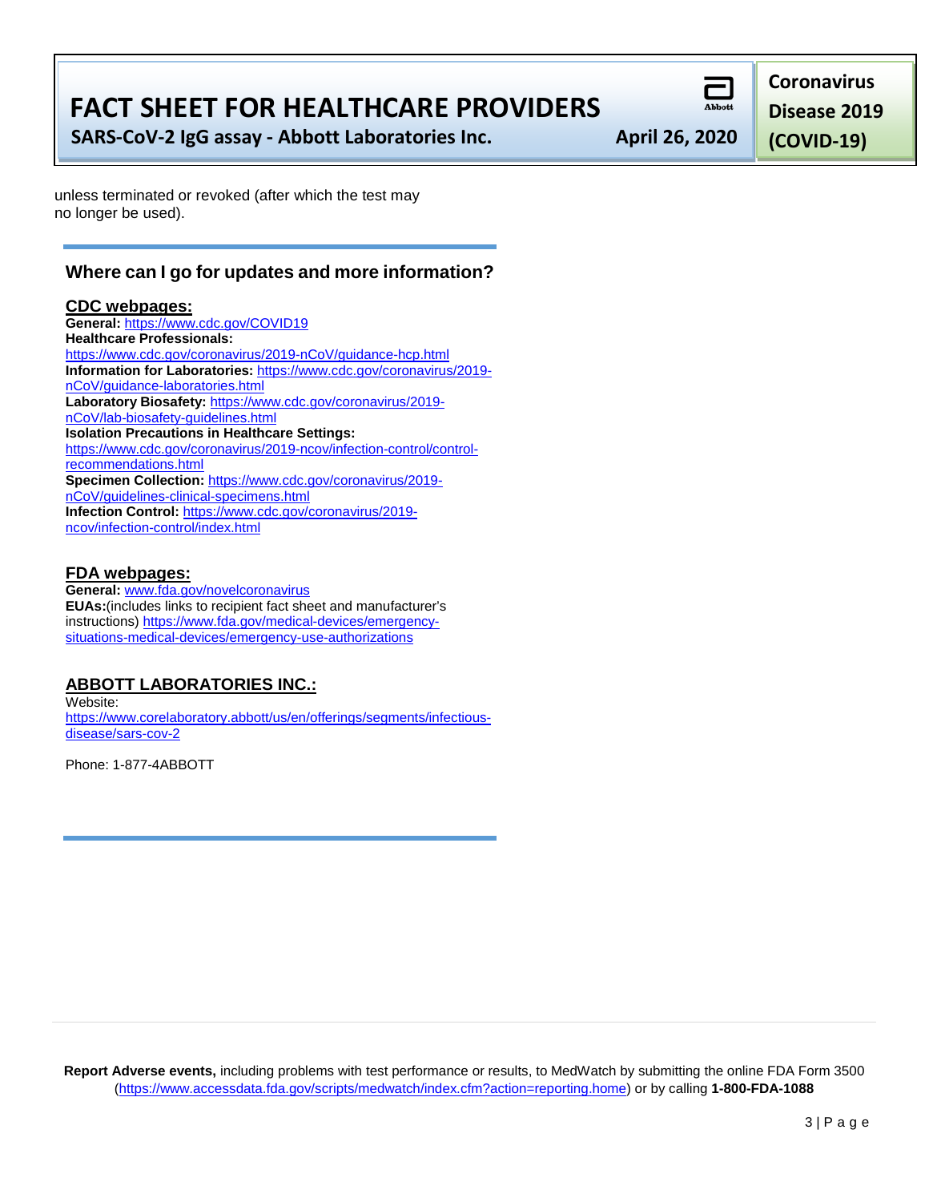unless terminated or revoked (after which the test may no longer be used).

## Where can I go for updates and more information?

### CDC webpages:

**General:** https://www.cdc.gov/COVID19
**Healthcare Professionals:**
https://www.cdc.gov/coronavirus/2019-nCoV/guidance-hcp.html
**Information for Laboratories:** https://www.cdc.gov/coronavirus/2019-nCoV/guidance-laboratories.html
**Laboratory Biosafety:** https://www.cdc.gov/coronavirus/2019-nCoV/lab-biosafety-guidelines.html
**Isolation Precautions in Healthcare Settings:**
https://www.cdc.gov/coronavirus/2019-ncov/infection-control/control-recommendations.html
**Specimen Collection:** https://www.cdc.gov/coronavirus/2019-nCoV/guidelines-clinical-specimens.html
**Infection Control:** https://www.cdc.gov/coronavirus/2019-ncov/infection-control/index.html

### FDA webpages:

**General:** www.fda.gov/novelcoronavirus
**EUAs:**(includes links to recipient fact sheet and manufacturer's instructions) https://www.fda.gov/medical-devices/emergency-situations-medical-devices/emergency-use-authorizations

### ABBOTT LABORATORIES INC.:

Website:
https://www.corelaboratory.abbott/us/en/offerings/segments/infectious-disease/sars-cov-2

Phone: 1-877-4ABBOTT

**Report Adverse events,** including problems with test performance or results, to MedWatch by submitting the online FDA Form 3500 (https://www.accessdata.fda.gov/scripts/medwatch/index.cfm?action=reporting.home) or by calling **1-800-FDA-1088**